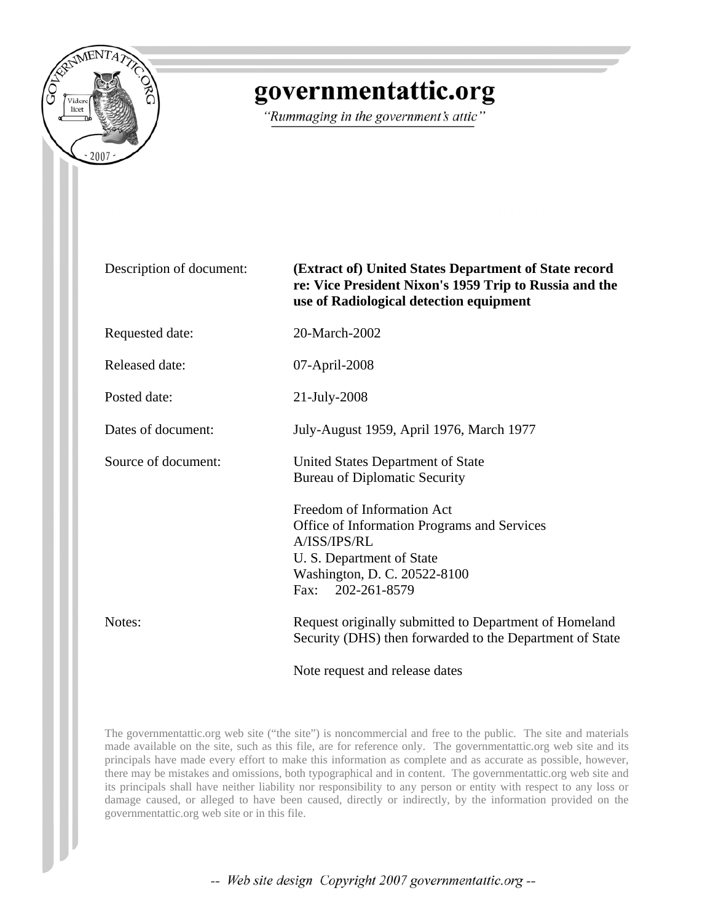# governmentattic.org

*"Rummaging in the government's attic"*

| | |
|---|---|
| Description of document: | **(Extract of) United States Department of State record re: Vice President Nixon's 1959 Trip to Russia and the use of Radiological detection equipment** |
| Requested date: | 20-March-2002 |
| Released date: | 07-April-2008 |
| Posted date: | 21-July-2008 |
| Dates of document: | July-August 1959, April 1976, March 1977 |
| Source of document: | United States Department of State<br>Bureau of Diplomatic Security<br><br>Freedom of Information Act<br>Office of Information Programs and Services<br>A/ISS/IPS/RL<br>U. S. Department of State<br>Washington, D. C. 20522-8100<br>Fax: 202-261-8579 |
| Notes: | Request originally submitted to Department of Homeland Security (DHS) then forwarded to the Department of State<br><br>Note request and release dates |

The governmentattic.org web site ("the site") is noncommercial and free to the public. The site and materials made available on the site, such as this file, are for reference only. The governmentattic.org web site and its principals have made every effort to make this information as complete and as accurate as possible, however, there may be mistakes and omissions, both typographical and in content. The governmentattic.org web site and its principals shall have neither liability nor responsibility to any person or entity with respect to any loss or damage caused, or alleged to have been caused, directly or indirectly, by the information provided on the governmentattic.org web site or in this file.

-- *Web site design Copyright 2007 governmentattic.org* --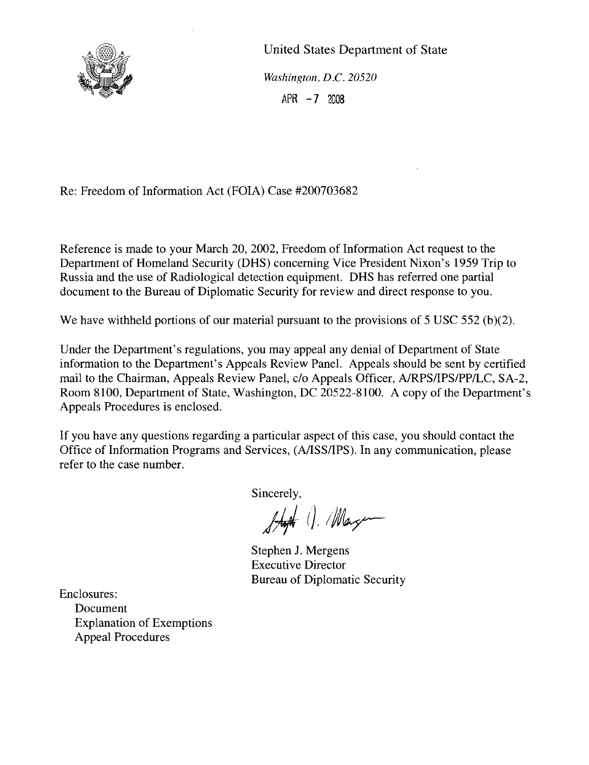United States Department of State

*Washington, D.C. 20520*

APR -7 2008

Re: Freedom of Information Act (FOIA) Case #200703682

Reference is made to your March 20, 2002, Freedom of Information Act request to the Department of Homeland Security (DHS) concerning Vice President Nixon's 1959 Trip to Russia and the use of Radiological detection equipment. DHS has referred one partial document to the Bureau of Diplomatic Security for review and direct response to you.

We have withheld portions of our material pursuant to the provisions of 5 USC 552 (b)(2).

Under the Department's regulations, you may appeal any denial of Department of State information to the Department's Appeals Review Panel. Appeals should be sent by certified mail to the Chairman, Appeals Review Panel, c/o Appeals Officer, A/RPS/IPS/PP/LC, SA-2, Room 8100, Department of State, Washington, DC 20522-8100. A copy of the Department's Appeals Procedures is enclosed.

If you have any questions regarding a particular aspect of this case, you should contact the Office of Information Programs and Services, (A/ISS/IPS). In any communication, please refer to the case number.

Sincerely,

Stephen J. Mergens
Executive Director
Bureau of Diplomatic Security

Enclosures:
- Document
- Explanation of Exemptions
- Appeal Procedures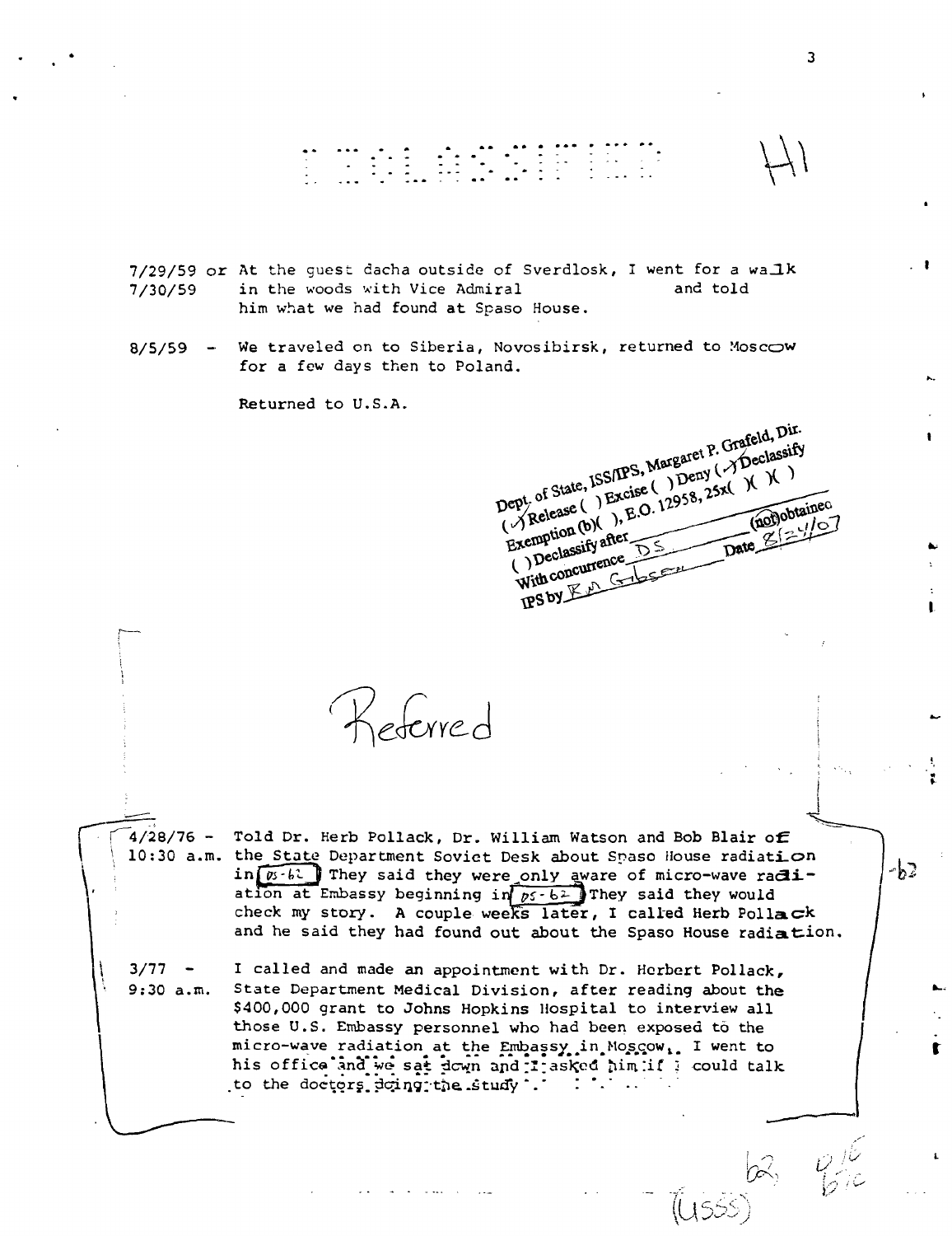UNCLASSIFIED H1

7/29/59 or 7/30/59 — At the guest dacha outside of Sverdlosk, I went for a walk in the woods with Vice Admiral                and told him what we had found at Spaso House.

8/5/59 — We traveled on to Siberia, Novosibirsk, returned to Moscow for a few days then to Poland.

Returned to U.S.A.

Dept. of State, ISS/IPS, Margaret P. Grafeld, Dir.
(✓) Release ( ) Excise ( ) Deny (✓) Declassify
Exemption (b)( ), E.O. 12958, 25x( )( )( )
( ) Declassify after ________ (not) obtained
With concurrence DS    Date 8/24/07
IPS by R M Gibson

Referred

4/28/76 - 10:30 a.m. — Told Dr. Herb Pollack, Dr. William Watson and Bob Blair of the State Department Soviet Desk about Spaso House radiation in [DS-62] They said they were only aware of micro-wave radiation at Embassy beginning in [DS-62] They said they would check my story. A couple weeks later, I called Herb Pollack and he said they had found out about the Spaso House radiation.

3/77 - 9:30 a.m. — I called and made an appointment with Dr. Herbert Pollack, State Department Medical Division, after reading about the $400,000 grant to Johns Hopkins Hospital to interview all those U.S. Embassy personnel who had been exposed to the micro-wave radiation at the Embassy in Moscow. I went to his office and we sat down and I asked him if I could talk to the doctors doing the study.

b2

b2, b6, b7C (USSS)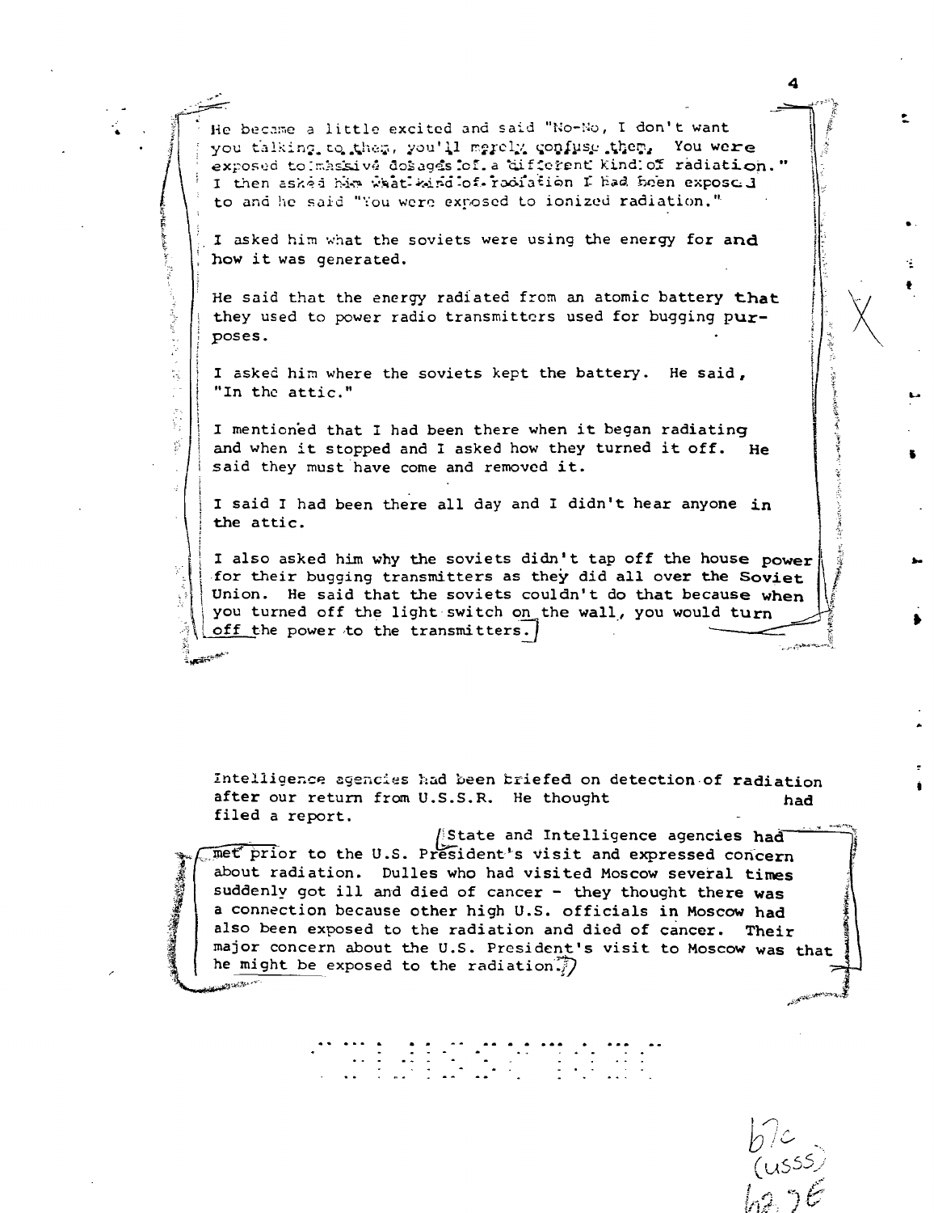He became a little excited and said "No-No, I don't want you talking to them, you'll merely confuse them. You were exposed to massive dosages of a different kind of radiation." I then asked him what kind of radiation I had been exposed to and he said "You were exposed to ionized radiation."

I asked him what the soviets were using the energy for and how it was generated.

He said that the energy radiated from an atomic battery that they used to power radio transmitters used for bugging purposes.

I asked him where the soviets kept the battery. He said, "In the attic."

I mentioned that I had been there when it began radiating and when it stopped and I asked how they turned it off. He said they must have come and removed it.

I said I had been there all day and I didn't hear anyone in the attic.

I also asked him why the soviets didn't tap off the house power for their bugging transmitters as they did all over the Soviet Union. He said that the soviets couldn't do that because when you turned off the light switch on the wall, you would turn off the power to the transmitters.

Intelligence agencies had been briefed on detection of radiation after our return from U.S.S.R. He thought had filed a report.

State and Intelligence agencies had met prior to the U.S. President's visit and expressed concern about radiation. Dulles who had visited Moscow several times suddenly got ill and died of cancer - they thought there was a connection because other high U.S. officials in Moscow had also been exposed to the radiation and died of cancer. Their major concern about the U.S. President's visit to Moscow was that he might be exposed to the radiation.

b7C (USSS)
b2, b7E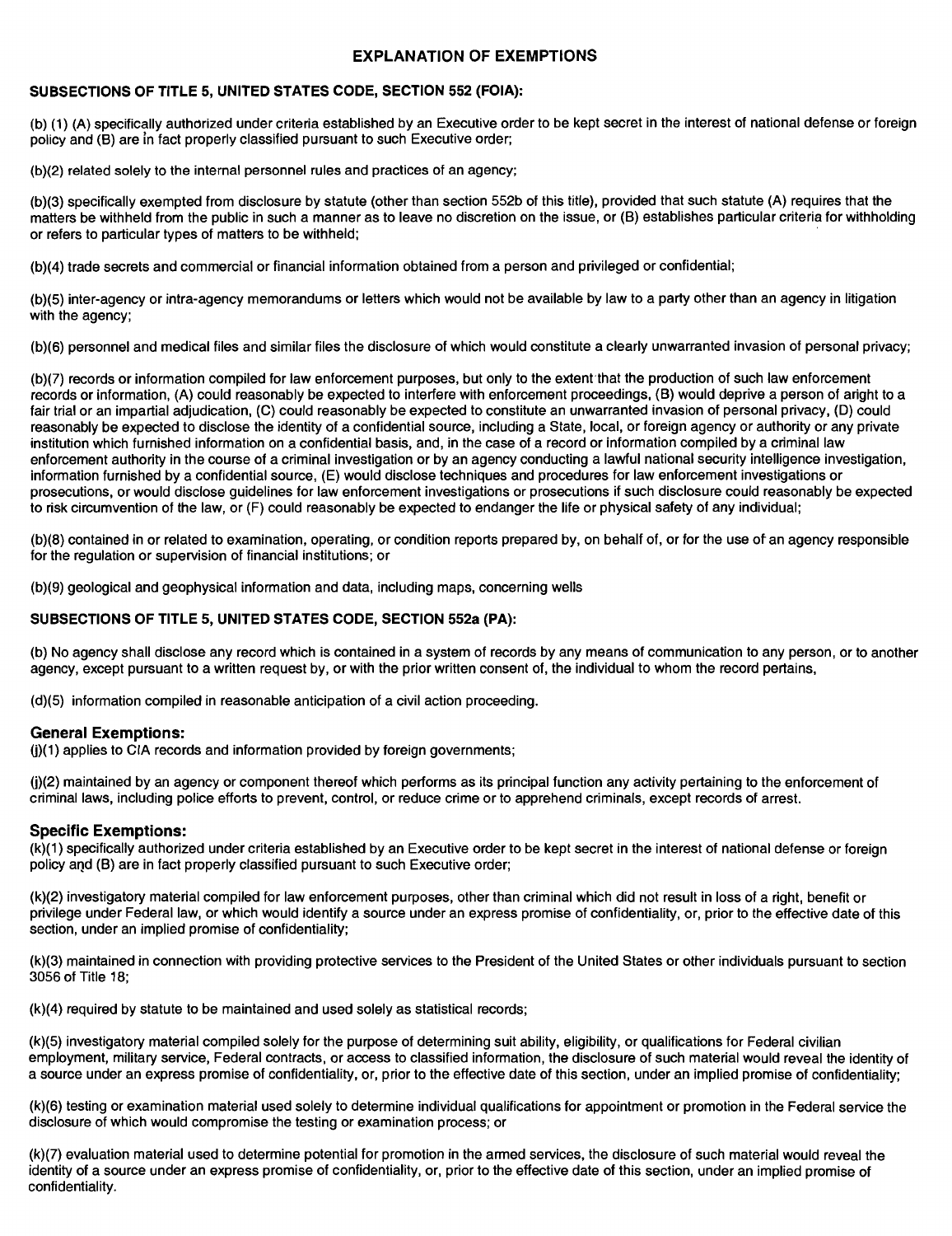# EXPLANATION OF EXEMPTIONS

## SUBSECTIONS OF TITLE 5, UNITED STATES CODE, SECTION 552 (FOIA):

(b) (1) (A) specifically authorized under criteria established by an Executive order to be kept secret in the interest of national defense or foreign policy and (B) are in fact properly classified pursuant to such Executive order;

(b)(2) related solely to the internal personnel rules and practices of an agency;

(b)(3) specifically exempted from disclosure by statute (other than section 552b of this title), provided that such statute (A) requires that the matters be withheld from the public in such a manner as to leave no discretion on the issue, or (B) establishes particular criteria for withholding or refers to particular types of matters to be withheld;

(b)(4) trade secrets and commercial or financial information obtained from a person and privileged or confidential;

(b)(5) inter-agency or intra-agency memorandums or letters which would not be available by law to a party other than an agency in litigation with the agency;

(b)(6) personnel and medical files and similar files the disclosure of which would constitute a clearly unwarranted invasion of personal privacy;

(b)(7) records or information compiled for law enforcement purposes, but only to the extent that the production of such law enforcement records or information, (A) could reasonably be expected to interfere with enforcement proceedings, (B) would deprive a person of aright to a fair trial or an impartial adjudication, (C) could reasonably be expected to constitute an unwarranted invasion of personal privacy, (D) could reasonably be expected to disclose the identity of a confidential source, including a State, local, or foreign agency or authority or any private institution which furnished information on a confidential basis, and, in the case of a record or information compiled by a criminal law enforcement authority in the course of a criminal investigation or by an agency conducting a lawful national security intelligence investigation, information furnished by a confidential source, (E) would disclose techniques and procedures for law enforcement investigations or prosecutions, or would disclose guidelines for law enforcement investigations or prosecutions if such disclosure could reasonably be expected to risk circumvention of the law, or (F) could reasonably be expected to endanger the life or physical safety of any individual;

(b)(8) contained in or related to examination, operating, or condition reports prepared by, on behalf of, or for the use of an agency responsible for the regulation or supervision of financial institutions; or

(b)(9) geological and geophysical information and data, including maps, concerning wells

## SUBSECTIONS OF TITLE 5, UNITED STATES CODE, SECTION 552a (PA):

(b) No agency shall disclose any record which is contained in a system of records by any means of communication to any person, or to another agency, except pursuant to a written request by, or with the prior written consent of, the individual to whom the record pertains,

(d)(5) information compiled in reasonable anticipation of a civil action proceeding.

### General Exemptions:

(j)(1) applies to CIA records and information provided by foreign governments;

(j)(2) maintained by an agency or component thereof which performs as its principal function any activity pertaining to the enforcement of criminal laws, including police efforts to prevent, control, or reduce crime or to apprehend criminals, except records of arrest.

### Specific Exemptions:

(k)(1) specifically authorized under criteria established by an Executive order to be kept secret in the interest of national defense or foreign policy and (B) are in fact properly classified pursuant to such Executive order;

(k)(2) investigatory material compiled for law enforcement purposes, other than criminal which did not result in loss of a right, benefit or privilege under Federal law, or which would identify a source under an express promise of confidentiality, or, prior to the effective date of this section, under an implied promise of confidentiality;

(k)(3) maintained in connection with providing protective services to the President of the United States or other individuals pursuant to section 3056 of Title 18;

(k)(4) required by statute to be maintained and used solely as statistical records;

(k)(5) investigatory material compiled solely for the purpose of determining suit ability, eligibility, or qualifications for Federal civilian employment, military service, Federal contracts, or access to classified information, the disclosure of such material would reveal the identity of a source under an express promise of confidentiality, or, prior to the effective date of this section, under an implied promise of confidentiality;

(k)(6) testing or examination material used solely to determine individual qualifications for appointment or promotion in the Federal service the disclosure of which would compromise the testing or examination process; or

(k)(7) evaluation material used to determine potential for promotion in the armed services, the disclosure of such material would reveal the identity of a source under an express promise of confidentiality, or, prior to the effective date of this section, under an implied promise of confidentiality.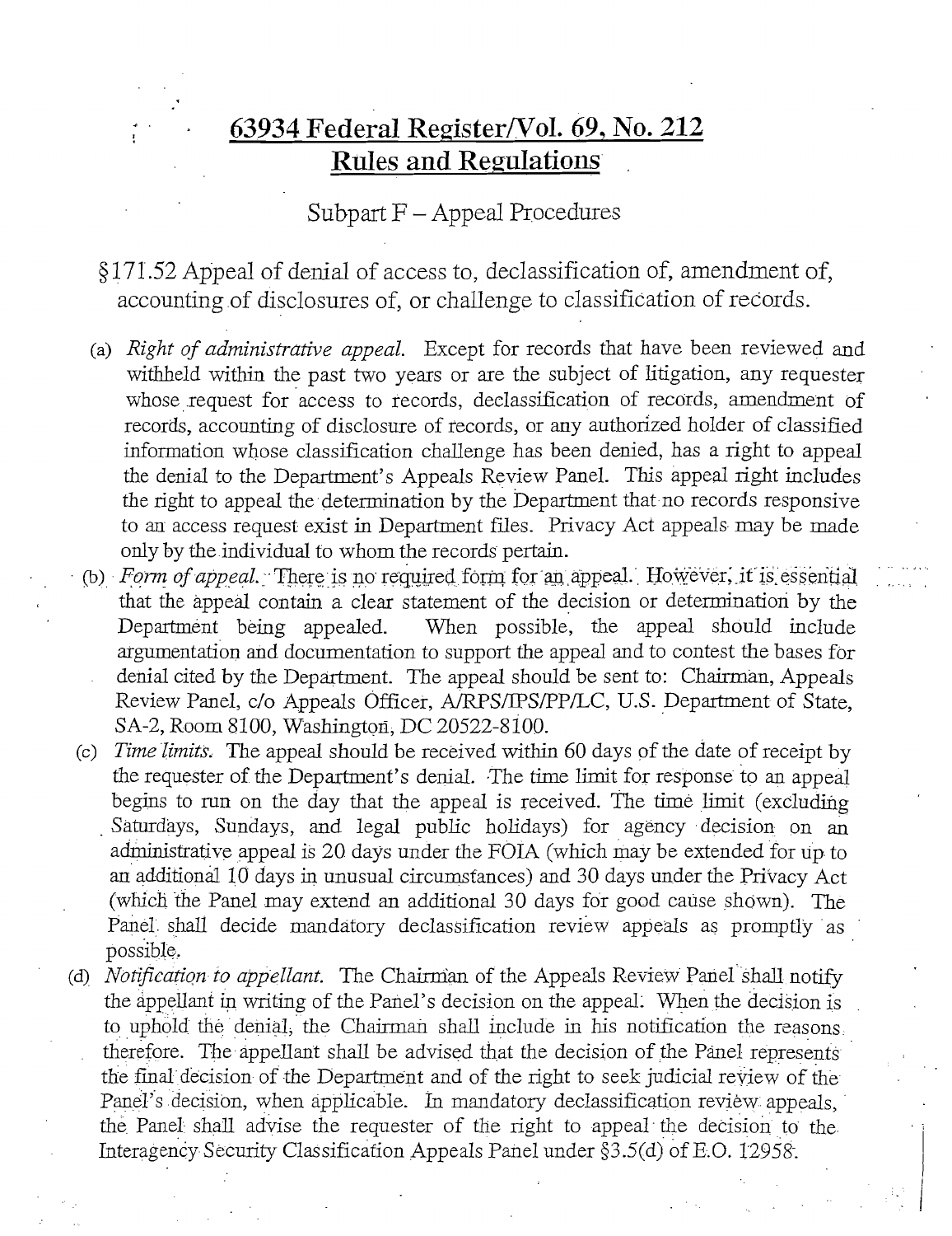# 63934 Federal Register/Vol. 69, No. 212
# Rules and Regulations

## Subpart F – Appeal Procedures

### §171.52 Appeal of denial of access to, declassification of, amendment of, accounting of disclosures of, or challenge to classification of records.

(a) *Right of administrative appeal.* Except for records that have been reviewed and withheld within the past two years or are the subject of litigation, any requester whose request for access to records, declassification of records, amendment of records, accounting of disclosure of records, or any authorized holder of classified information whose classification challenge has been denied, has a right to appeal the denial to the Department's Appeals Review Panel. This appeal right includes the right to appeal the determination by the Department that no records responsive to an access request exist in Department files. Privacy Act appeals may be made only by the individual to whom the records pertain.

(b) *Form of appeal.* There is no required form for an appeal. However, it is essential that the appeal contain a clear statement of the decision or determination by the Department being appealed. When possible, the appeal should include argumentation and documentation to support the appeal and to contest the bases for denial cited by the Department. The appeal should be sent to: Chairman, Appeals Review Panel, c/o Appeals Officer, A/RPS/IPS/PP/LC, U.S. Department of State, SA-2, Room 8100, Washington, DC 20522-8100.

(c) *Time limits.* The appeal should be received within 60 days of the date of receipt by the requester of the Department's denial. The time limit for response to an appeal begins to run on the day that the appeal is received. The time limit (excluding Saturdays, Sundays, and legal public holidays) for agency decision on an administrative appeal is 20 days under the FOIA (which may be extended for up to an additional 10 days in unusual circumstances) and 30 days under the Privacy Act (which the Panel may extend an additional 30 days for good cause shown). The Panel shall decide mandatory declassification review appeals as promptly as possible.

(d) *Notification to appellant.* The Chairman of the Appeals Review Panel shall notify the appellant in writing of the Panel's decision on the appeal. When the decision is to uphold the denial, the Chairman shall include in his notification the reasons therefore. The appellant shall be advised that the decision of the Panel represents the final decision of the Department and of the right to seek judicial review of the Panel's decision, when applicable. In mandatory declassification review appeals, the Panel shall advise the requester of the right to appeal the decision to the Interagency Security Classification Appeals Panel under §3.5(d) of E.O. 12958.